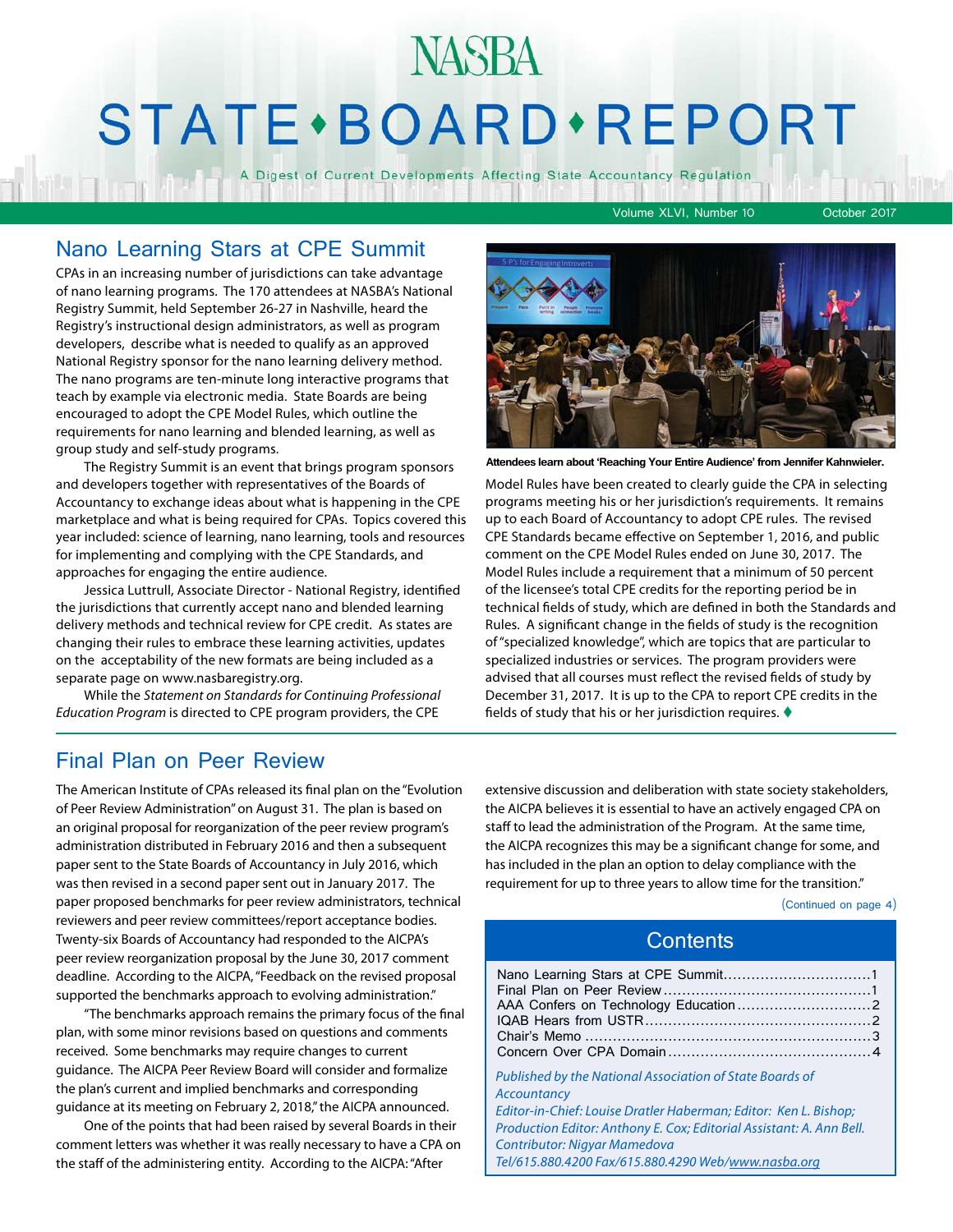# NASBA STATE•BOARD•REPORT

A Digest of Current Developments Affecting State Accountancy Regulation

Volume XLVI, Number 10 October 2017

## Nano Learning Stars at CPE Summit

CPAs in an increasing number of jurisdictions can take advantage of nano learning programs. The 170 attendees at NASBA's National Registry Summit, held September 26-27 in Nashville, heard the Registry's instructional design administrators, as well as program developers, describe what is needed to qualify as an approved National Registry sponsor for the nano learning delivery method. The nano programs are ten-minute long interactive programs that teach by example via electronic media. State Boards are being encouraged to adopt the CPE Model Rules, which outline the requirements for nano learning and blended learning, as well as group study and self-study programs.

The Registry Summit is an event that brings program sponsors and developers together with representatives of the Boards of Accountancy to exchange ideas about what is happening in the CPE marketplace and what is being required for CPAs. Topics covered this year included: science of learning, nano learning, tools and resources for implementing and complying with the CPE Standards, and approaches for engaging the entire audience.

Jessica Luttrull, Associate Director - National Registry, identified the jurisdictions that currently accept nano and blended learning delivery methods and technical review for CPE credit. As states are changing their rules to embrace these learning activities, updates on the acceptability of the new formats are being included as a separate page on www.nasbaregistry.org.

While the *Statement on Standards for Continuing Professional Education Program* is directed to CPE program providers, the CPE Model Rules have been created to clearly guide the CPA in selecting programs meeting his or her jurisdiction's requirements. It remains up to each Board of Accountancy to adopt CPE rules. The revised CPE Standards became effective on September 1, 2016, and public comment on the CPE Model Rules ended on June 30, 2017. The Model Rules include a requirement that a minimum of 50 percent of the licensee's total CPE credits for the reporting period be in technical fields of study, which are defined in both the Standards and Rules. A significant change in the fields of study is the recognition of "specialized knowledge", which are topics that are particular to specialized industries or services. The program providers were advised that all courses must reflect the revised fields of study by December 31, 2017. It is up to the CPA to report CPE credits in the fields of study that his or her jurisdiction requires. ♦

**Attendees learn about 'Reaching Your Entire Audience' from Jennifer Kahnweiler.**

## Final Plan on Peer Review

The American Institute of CPAs released its final plan on the "Evolution of Peer Review Administration" on August 31. The plan is based on an original proposal for reorganization of the peer review program's administration distributed in February 2016 and then a subsequent paper sent to the State Boards of Accountancy in July 2016, which was then revised in a second paper sent out in January 2017. The paper proposed benchmarks for peer review administrators, technical reviewers and peer review committees/report acceptance bodies. Twenty-six Boards of Accountancy had responded to the AICPA's peer review reorganization proposal by the June 30, 2017 comment deadline. According to the AICPA, "Feedback on the revised proposal supported the benchmarks approach to evolving administration."

"The benchmarks approach remains the primary focus of the final plan, with some minor revisions based on questions and comments received. Some benchmarks may require changes to current guidance. The AICPA Peer Review Board will consider and formalize the plan's current and implied benchmarks and corresponding guidance at its meeting on February 2, 2018," the AICPA announced.

One of the points that had been raised by several Boards in their comment letters was whether it was really necessary to have a CPA on the staff of the administering entity. According to the AICPA: "After extensive discussion and deliberation with state society stakeholders, the AICPA believes it is essential to have an actively engaged CPA on staff to lead the administration of the Program. At the same time, the AICPA recognizes this may be a significant change for some, and has included in the plan an option to delay compliance with the requirement for up to three years to allow time for the transition."

(Continued on page 4)

## Contents

- Nano Learning Stars at CPE Summit ........ 1
- Final Plan on Peer Review ........ 1
- AAA Confers on Technology Education ........ 2
- IQAB Hears from USTR ........ 2
- Chair's Memo ........ 3
- Concern Over CPA Domain ........ 4

*Published by the National Association of State Boards of Accountancy*
*Editor-in-Chief: Louise Dratler Haberman; Editor: Ken L. Bishop; Production Editor: Anthony E. Cox; Editorial Assistant: A. Ann Bell. Contributor: Nigyar Mamedova*
*Tel/615.880.4200 Fax/615.880.4290 Web/www.nasba.org*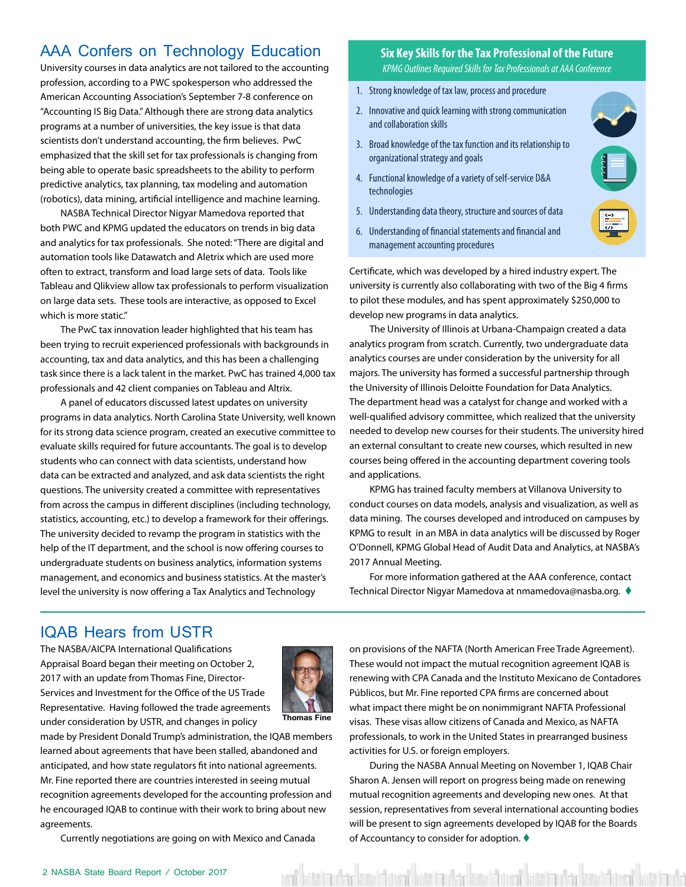## AAA Confers on Technology Education

University courses in data analytics are not tailored to the accounting profession, according to a PWC spokesperson who addressed the American Accounting Association's September 7-8 conference on "Accounting IS Big Data." Although there are strong data analytics programs at a number of universities, the key issue is that data scientists don't understand accounting, the firm believes. PwC emphasized that the skill set for tax professionals is changing from being able to operate basic spreadsheets to the ability to perform predictive analytics, tax planning, tax modeling and automation (robotics), data mining, artificial intelligence and machine learning.

NASBA Technical Director Nigyar Mamedova reported that both PWC and KPMG updated the educators on trends in big data and analytics for tax professionals. She noted: "There are digital and automation tools like Datawatch and Aletrix which are used more often to extract, transform and load large sets of data. Tools like Tableau and Qlikview allow tax professionals to perform visualization on large data sets. These tools are interactive, as opposed to Excel which is more static."

The PwC tax innovation leader highlighted that his team has been trying to recruit experienced professionals with backgrounds in accounting, tax and data analytics, and this has been a challenging task since there is a lack talent in the market. PwC has trained 4,000 tax professionals and 42 client companies on Tableau and Altrix.

A panel of educators discussed latest updates on university programs in data analytics. North Carolina State University, well known for its strong data science program, created an executive committee to evaluate skills required for future accountants. The goal is to develop students who can connect with data scientists, understand how data can be extracted and analyzed, and ask data scientists the right questions. The university created a committee with representatives from across the campus in different disciplines (including technology, statistics, accounting, etc.) to develop a framework for their offerings. The university decided to revamp the program in statistics with the help of the IT department, and the school is now offering courses to undergraduate students on business analytics, information systems management, and economics and business statistics. At the master's level the university is now offering a Tax Analytics and Technology Certificate, which was developed by a hired industry expert. The university is currently also collaborating with two of the Big 4 firms to pilot these modules, and has spent approximately $250,000 to develop new programs in data analytics.

The University of Illinois at Urbana-Champaign created a data analytics program from scratch. Currently, two undergraduate data analytics courses are under consideration by the university for all majors. The university has formed a successful partnership through the University of Illinois Deloitte Foundation for Data Analytics. The department head was a catalyst for change and worked with a well-qualified advisory committee, which realized that the university needed to develop new courses for their students. The university hired an external consultant to create new courses, which resulted in new courses being offered in the accounting department covering tools and applications.

KPMG has trained faculty members at Villanova University to conduct courses on data models, analysis and visualization, as well as data mining. The courses developed and introduced on campuses by KPMG to result in an MBA in data analytics will be discussed by Roger O'Donnell, KPMG Global Head of Audit Data and Analytics, at NASBA's 2017 Annual Meeting.

For more information gathered at the AAA conference, contact Technical Director Nigyar Mamedova at nmamedova@nasba.org. ♦

### Six Key Skills for the Tax Professional of the Future

*KPMG Outlines Required Skills for Tax Professionals at AAA Conference*

1. Strong knowledge of tax law, process and procedure
2. Innovative and quick learning with strong communication and collaboration skills
3. Broad knowledge of the tax function and its relationship to organizational strategy and goals
4. Functional knowledge of a variety of self-service D&A technologies
5. Understanding data theory, structure and sources of data
6. Understanding of financial statements and financial and management accounting procedures

## IQAB Hears from USTR

The NASBA/AICPA International Qualifications Appraisal Board began their meeting on October 2, 2017 with an update from Thomas Fine, Director-Services and Investment for the Office of the US Trade Representative. Having followed the trade agreements under consideration by USTR, and changes in policy made by President Donald Trump's administration, the IQAB members learned about agreements that have been stalled, abandoned and anticipated, and how state regulators fit into national agreements. Mr. Fine reported there are countries interested in seeing mutual recognition agreements developed for the accounting profession and he encouraged IQAB to continue with their work to bring about new agreements.

Thomas Fine

Currently negotiations are going on with Mexico and Canada on provisions of the NAFTA (North American Free Trade Agreement). These would not impact the mutual recognition agreement IQAB is renewing with CPA Canada and the Instituto Mexicano de Contadores Públicos, but Mr. Fine reported CPA firms are concerned about what impact there might be on nonimmigrant NAFTA Professional visas. These visas allow citizens of Canada and Mexico, as NAFTA professionals, to work in the United States in prearranged business activities for U.S. or foreign employers.

During the NASBA Annual Meeting on November 1, IQAB Chair Sharon A. Jensen will report on progress being made on renewing mutual recognition agreements and developing new ones. At that session, representatives from several international accounting bodies will be present to sign agreements developed by IQAB for the Boards of Accountancy to consider for adoption. ♦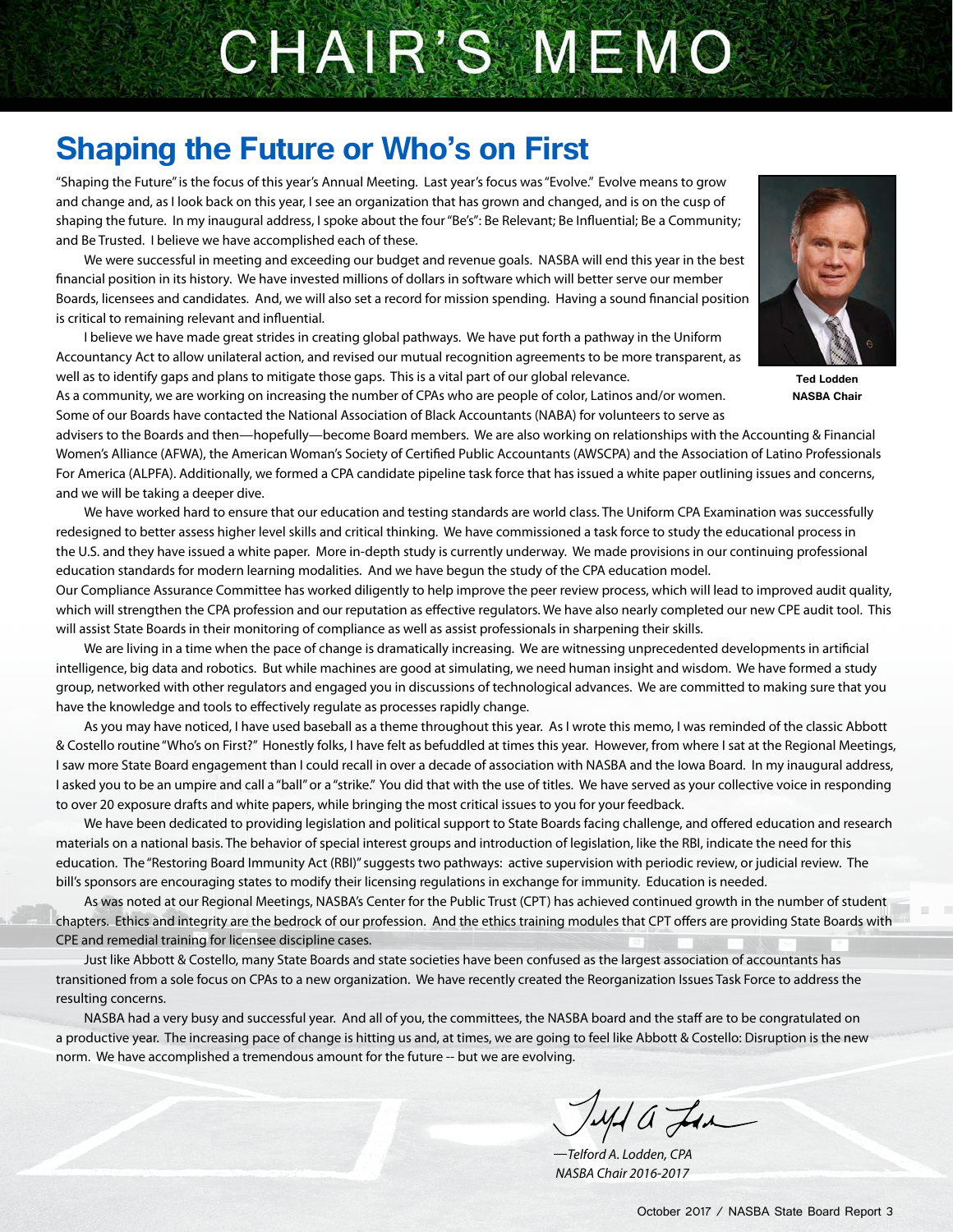# CHAIR'S MEMO

## Shaping the Future or Who's on First

"Shaping the Future" is the focus of this year's Annual Meeting. Last year's focus was "Evolve." Evolve means to grow and change and, as I look back on this year, I see an organization that has grown and changed, and is on the cusp of shaping the future. In my inaugural address, I spoke about the four "Be's": Be Relevant; Be Influential; Be a Community; and Be Trusted. I believe we have accomplished each of these.

We were successful in meeting and exceeding our budget and revenue goals. NASBA will end this year in the best financial position in its history. We have invested millions of dollars in software which will better serve our member Boards, licensees and candidates. And, we will also set a record for mission spending. Having a sound financial position is critical to remaining relevant and influential.

I believe we have made great strides in creating global pathways. We have put forth a pathway in the Uniform Accountancy Act to allow unilateral action, and revised our mutual recognition agreements to be more transparent, as well as to identify gaps and plans to mitigate those gaps. This is a vital part of our global relevance.

**Ted Lodden**
**NASBA Chair**

As a community, we are working on increasing the number of CPAs who are people of color, Latinos and/or women. Some of our Boards have contacted the National Association of Black Accountants (NABA) for volunteers to serve as advisers to the Boards and then—hopefully—become Board members. We are also working on relationships with the Accounting & Financial Women's Alliance (AFWA), the American Woman's Society of Certified Public Accountants (AWSCPA) and the Association of Latino Professionals For America (ALPFA). Additionally, we formed a CPA candidate pipeline task force that has issued a white paper outlining issues and concerns, and we will be taking a deeper dive.

We have worked hard to ensure that our education and testing standards are world class. The Uniform CPA Examination was successfully redesigned to better assess higher level skills and critical thinking. We have commissioned a task force to study the educational process in the U.S. and they have issued a white paper. More in-depth study is currently underway. We made provisions in our continuing professional education standards for modern learning modalities. And we have begun the study of the CPA education model.

Our Compliance Assurance Committee has worked diligently to help improve the peer review process, which will lead to improved audit quality, which will strengthen the CPA profession and our reputation as effective regulators. We have also nearly completed our new CPE audit tool. This will assist State Boards in their monitoring of compliance as well as assist professionals in sharpening their skills.

We are living in a time when the pace of change is dramatically increasing. We are witnessing unprecedented developments in artificial intelligence, big data and robotics. But while machines are good at simulating, we need human insight and wisdom. We have formed a study group, networked with other regulators and engaged you in discussions of technological advances. We are committed to making sure that you have the knowledge and tools to effectively regulate as processes rapidly change.

As you may have noticed, I have used baseball as a theme throughout this year. As I wrote this memo, I was reminded of the classic Abbott & Costello routine "Who's on First?" Honestly folks, I have felt as befuddled at times this year. However, from where I sat at the Regional Meetings, I saw more State Board engagement than I could recall in over a decade of association with NASBA and the Iowa Board. In my inaugural address, I asked you to be an umpire and call a "ball" or a "strike." You did that with the use of titles. We have served as your collective voice in responding to over 20 exposure drafts and white papers, while bringing the most critical issues to you for your feedback.

We have been dedicated to providing legislation and political support to State Boards facing challenge, and offered education and research materials on a national basis. The behavior of special interest groups and introduction of legislation, like the RBI, indicate the need for this education. The "Restoring Board Immunity Act (RBI)" suggests two pathways: active supervision with periodic review, or judicial review. The bill's sponsors are encouraging states to modify their licensing regulations in exchange for immunity. Education is needed.

As was noted at our Regional Meetings, NASBA's Center for the Public Trust (CPT) has achieved continued growth in the number of student chapters. Ethics and integrity are the bedrock of our profession. And the ethics training modules that CPT offers are providing State Boards with CPE and remedial training for licensee discipline cases.

Just like Abbott & Costello, many State Boards and state societies have been confused as the largest association of accountants has transitioned from a sole focus on CPAs to a new organization. We have recently created the Reorganization Issues Task Force to address the resulting concerns.

NASBA had a very busy and successful year. And all of you, the committees, the NASBA board and the staff are to be congratulated on a productive year. The increasing pace of change is hitting us and, at times, we are going to feel like Abbott & Costello: Disruption is the new norm. We have accomplished a tremendous amount for the future -- but we are evolving.

*—Telford A. Lodden, CPA*
*NASBA Chair 2016-2017*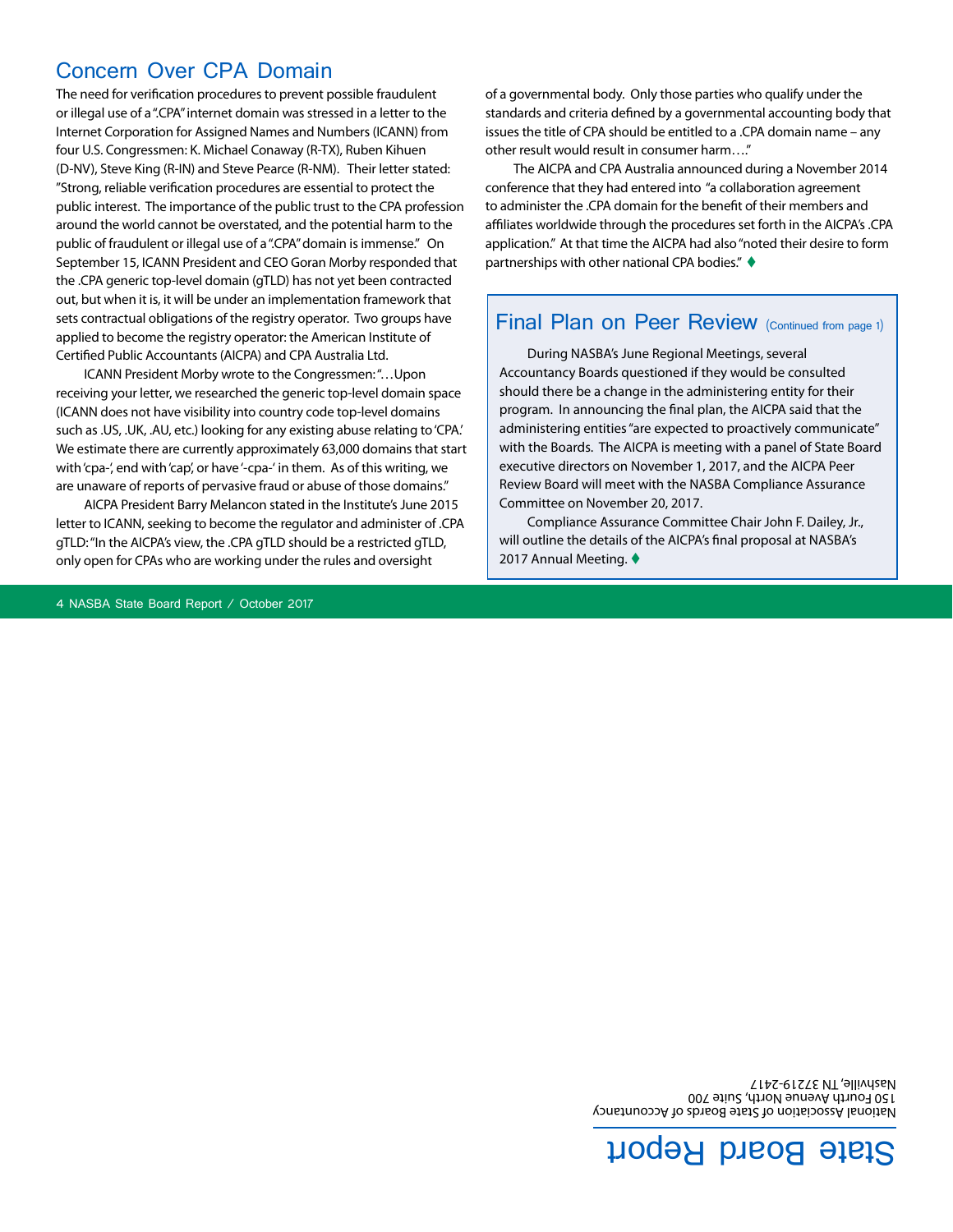## Concern Over CPA Domain

The need for verification procedures to prevent possible fraudulent or illegal use of a ".CPA" internet domain was stressed in a letter to the Internet Corporation for Assigned Names and Numbers (ICANN) from four U.S. Congressmen: K. Michael Conaway (R-TX), Ruben Kihuen (D-NV), Steve King (R-IN) and Steve Pearce (R-NM). Their letter stated: "Strong, reliable verification procedures are essential to protect the public interest. The importance of the public trust to the CPA profession around the world cannot be overstated, and the potential harm to the public of fraudulent or illegal use of a ".CPA" domain is immense." On September 15, ICANN President and CEO Goran Morby responded that the .CPA generic top-level domain (gTLD) has not yet been contracted out, but when it is, it will be under an implementation framework that sets contractual obligations of the registry operator. Two groups have applied to become the registry operator: the American Institute of Certified Public Accountants (AICPA) and CPA Australia Ltd.

ICANN President Morby wrote to the Congressmen: "…Upon receiving your letter, we researched the generic top-level domain space (ICANN does not have visibility into country code top-level domains such as .US, .UK, .AU, etc.) looking for any existing abuse relating to 'CPA.' We estimate there are currently approximately 63,000 domains that start with 'cpa-', end with 'cap', or have '-cpa-' in them. As of this writing, we are unaware of reports of pervasive fraud or abuse of those domains."

AICPA President Barry Melancon stated in the Institute's June 2015 letter to ICANN, seeking to become the regulator and administer of .CPA gTLD: "In the AICPA's view, the .CPA gTLD should be a restricted gTLD, only open for CPAs who are working under the rules and oversight of a governmental body. Only those parties who qualify under the standards and criteria defined by a governmental accounting body that issues the title of CPA should be entitled to a .CPA domain name – any other result would result in consumer harm…."

The AICPA and CPA Australia announced during a November 2014 conference that they had entered into "a collaboration agreement to administer the .CPA domain for the benefit of their members and affiliates worldwide through the procedures set forth in the AICPA's .CPA application." At that time the AICPA had also "noted their desire to form partnerships with other national CPA bodies." ♦

## Final Plan on Peer Review (Continued from page 1)

During NASBA's June Regional Meetings, several Accountancy Boards questioned if they would be consulted should there be a change in the administering entity for their program. In announcing the final plan, the AICPA said that the administering entities "are expected to proactively communicate" with the Boards. The AICPA is meeting with a panel of State Board executive directors on November 1, 2017, and the AICPA Peer Review Board will meet with the NASBA Compliance Assurance Committee on November 20, 2017.

Compliance Assurance Committee Chair John F. Dailey, Jr., will outline the details of the AICPA's final proposal at NASBA's 2017 Annual Meeting. ♦

State Board Report

National Association of State Boards of Accountancy
150 Fourth Avenue North, Suite 700
Nashville, TN 37219-2417